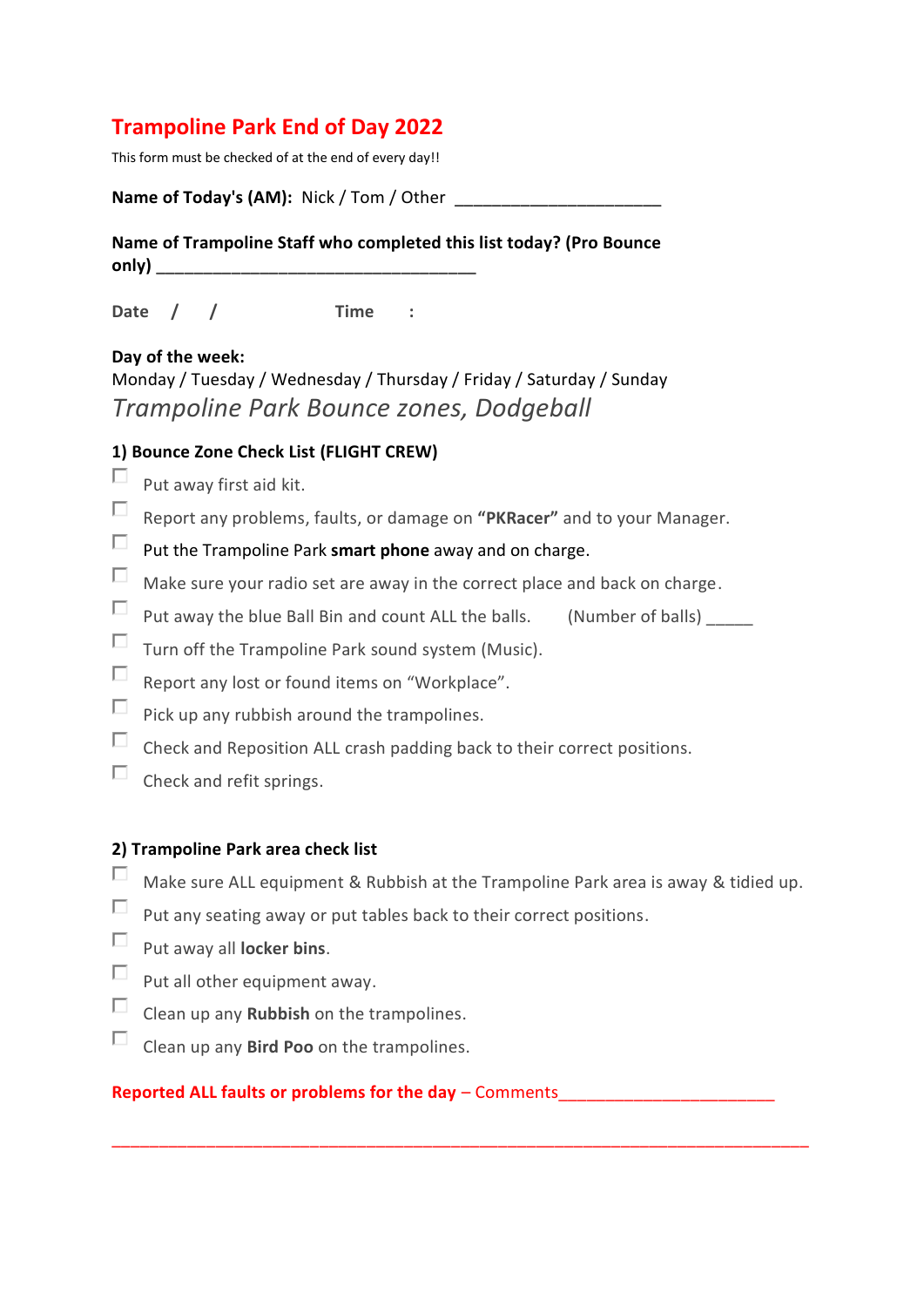# Trampoline Park End of Day 2022

This form must be checked of at the end of every day!!

**Name of Today's (AM):** Nick / Tom / Other ______________________

**Name of Trampoline Staff who completed this list today? (Pro Bounce only)** __________________________________

**Date** / / **Time** :

**Day of the week:**
Monday / Tuesday / Wednesday / Thursday / Friday / Saturday / Sunday

## *Trampoline Park Bounce zones, Dodgeball*

### 1) Bounce Zone Check List (FLIGHT CREW)

- [ ] Put away first aid kit.
- [ ] Report any problems, faults, or damage on **"PKRacer"** and to your Manager.
- [ ] Put the Trampoline Park **smart phone** away and on charge.
- [ ] Make sure your radio set are away in the correct place and back on charge.
- [ ] Put away the blue Ball Bin and count ALL the balls. (Number of balls) _____
- [ ] Turn off the Trampoline Park sound system (Music).
- [ ] Report any lost or found items on "Workplace".
- [ ] Pick up any rubbish around the trampolines.
- [ ] Check and Reposition ALL crash padding back to their correct positions.
- [ ] Check and refit springs.

### 2) Trampoline Park area check list

- [ ] Make sure ALL equipment & Rubbish at the Trampoline Park area is away & tidied up.
- [ ] Put any seating away or put tables back to their correct positions.
- [ ] Put away all **locker bins**.
- [ ] Put all other equipment away.
- [ ] Clean up any **Rubbish** on the trampolines.
- [ ] Clean up any **Bird Poo** on the trampolines.

**Reported ALL faults or problems for the day** – Comments________________________

_________________________________________________________________________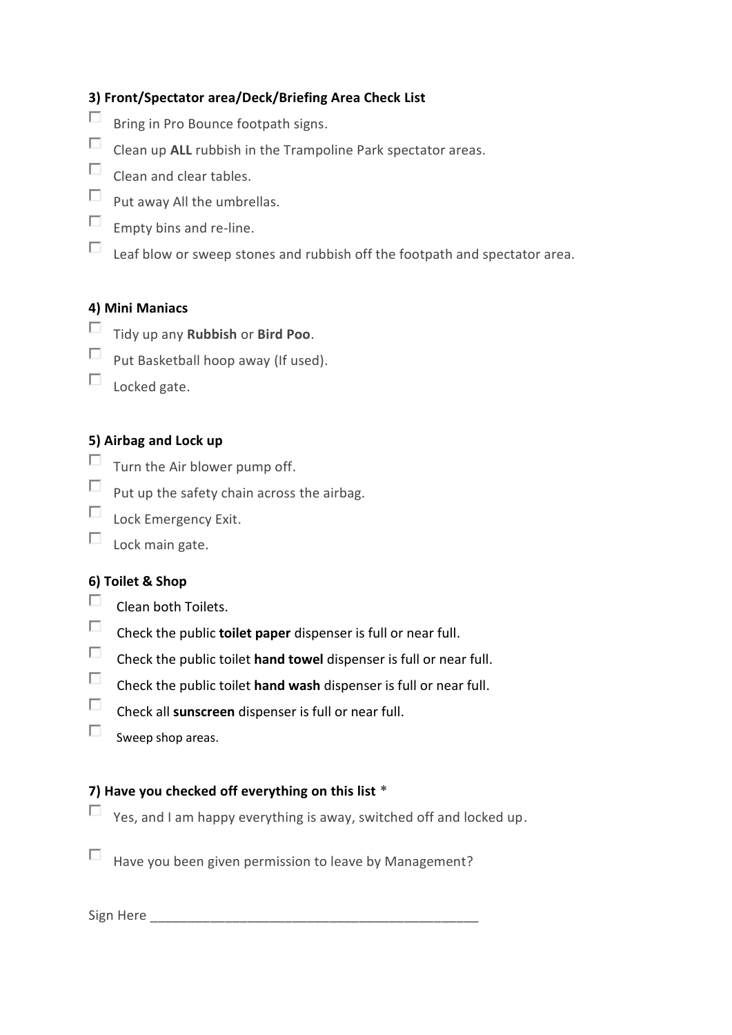**3) Front/Spectator area/Deck/Briefing Area Check List**

- [ ] Bring in Pro Bounce footpath signs.
- [ ] Clean up **ALL** rubbish in the Trampoline Park spectator areas.
- [ ] Clean and clear tables.
- [ ] Put away All the umbrellas.
- [ ] Empty bins and re-line.
- [ ] Leaf blow or sweep stones and rubbish off the footpath and spectator area.

**4) Mini Maniacs**

- [ ] Tidy up any **Rubbish** or **Bird Poo**.
- [ ] Put Basketball hoop away (If used).
- [ ] Locked gate.

**5) Airbag and Lock up**

- [ ] Turn the Air blower pump off.
- [ ] Put up the safety chain across the airbag.
- [ ] Lock Emergency Exit.
- [ ] Lock main gate.

**6) Toilet & Shop**

- [ ] Clean both Toilets.
- [ ] Check the public **toilet paper** dispenser is full or near full.
- [ ] Check the public toilet **hand towel** dispenser is full or near full.
- [ ] Check the public toilet **hand wash** dispenser is full or near full.
- [ ] Check all **sunscreen** dispenser is full or near full.
- [ ] Sweep shop areas.

**7) Have you checked off everything on this list** *

- [ ] Yes, and I am happy everything is away, switched off and locked up.

- [ ] Have you been given permission to leave by Management?

Sign Here ____________________________________________